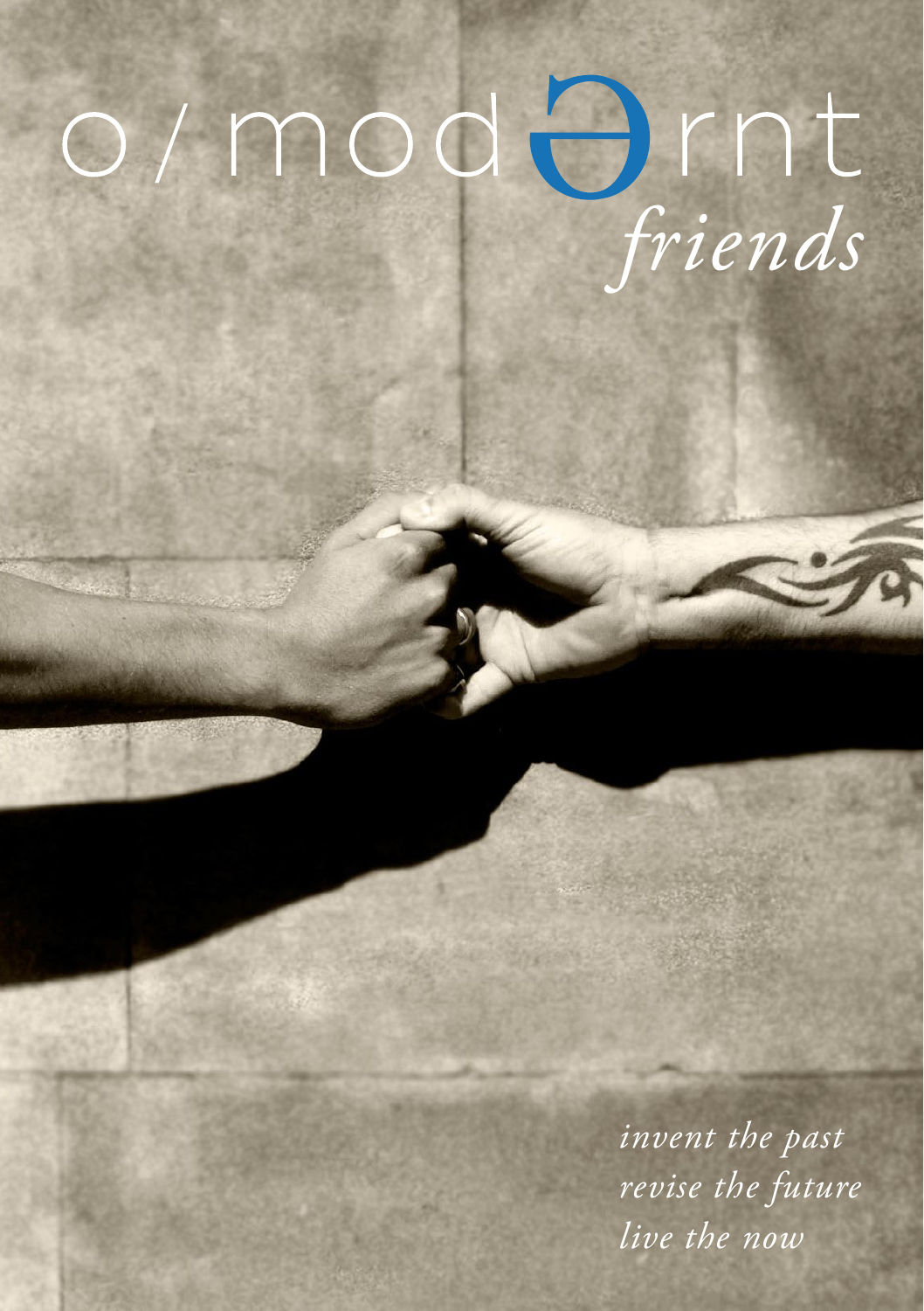# o/modərnt

*friends*

*invent the past*
*revise the future*
*live the now*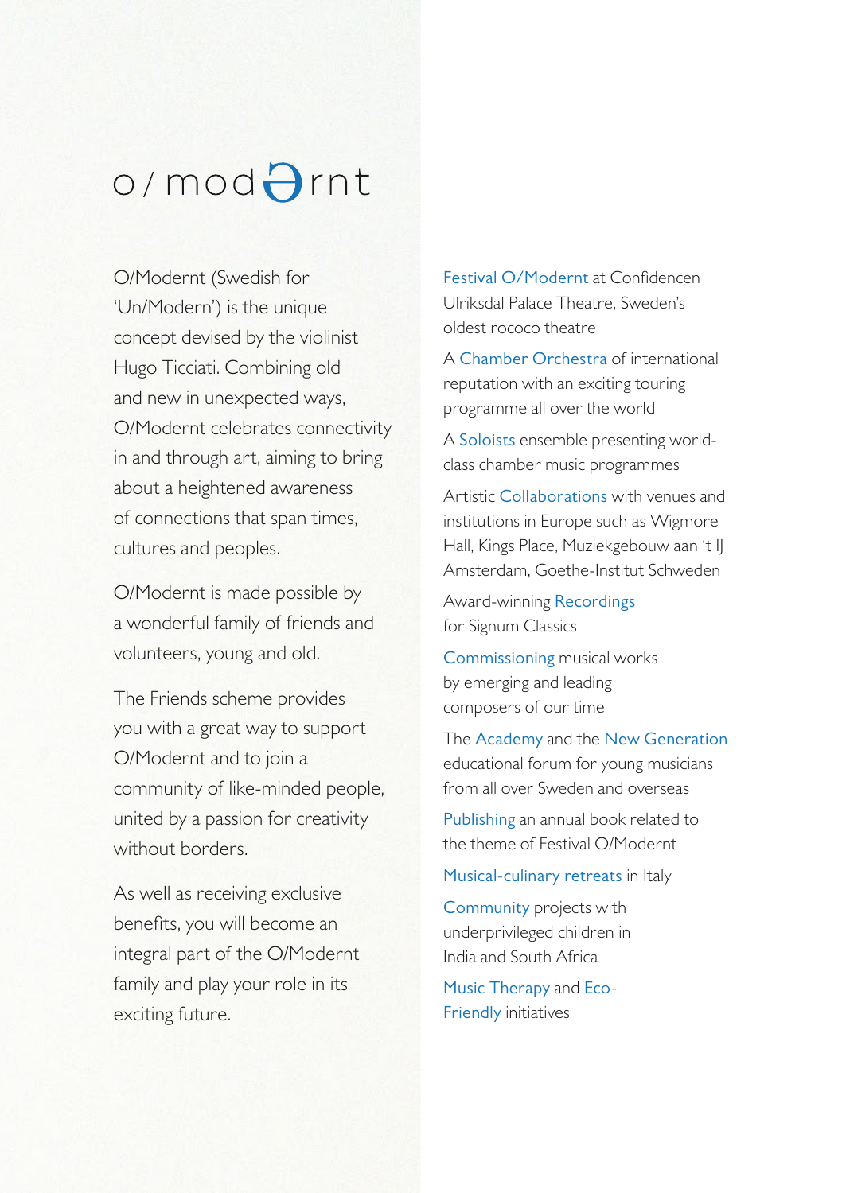# o/modernt

O/Modernt (Swedish for 'Un/Modern') is the unique concept devised by the violinist Hugo Ticciati. Combining old and new in unexpected ways, O/Modernt celebrates connectivity in and through art, aiming to bring about a heightened awareness of connections that span times, cultures and peoples.

O/Modernt is made possible by a wonderful family of friends and volunteers, young and old.

The Friends scheme provides you with a great way to support O/Modernt and to join a community of like-minded people, united by a passion for creativity without borders.

As well as receiving exclusive benefits, you will become an integral part of the O/Modernt family and play your role in its exciting future.

Festival O/Modernt at Confidencen Ulriksdal Palace Theatre, Sweden's oldest rococo theatre

A Chamber Orchestra of international reputation with an exciting touring programme all over the world

A Soloists ensemble presenting world-class chamber music programmes

Artistic Collaborations with venues and institutions in Europe such as Wigmore Hall, Kings Place, Muziekgebouw aan 't IJ Amsterdam, Goethe-Institut Schweden

Award-winning Recordings for Signum Classics

Commissioning musical works by emerging and leading composers of our time

The Academy and the New Generation educational forum for young musicians from all over Sweden and overseas

Publishing an annual book related to the theme of Festival O/Modernt

Musical-culinary retreats in Italy

Community projects with underprivileged children in India and South Africa

Music Therapy and Eco-Friendly initiatives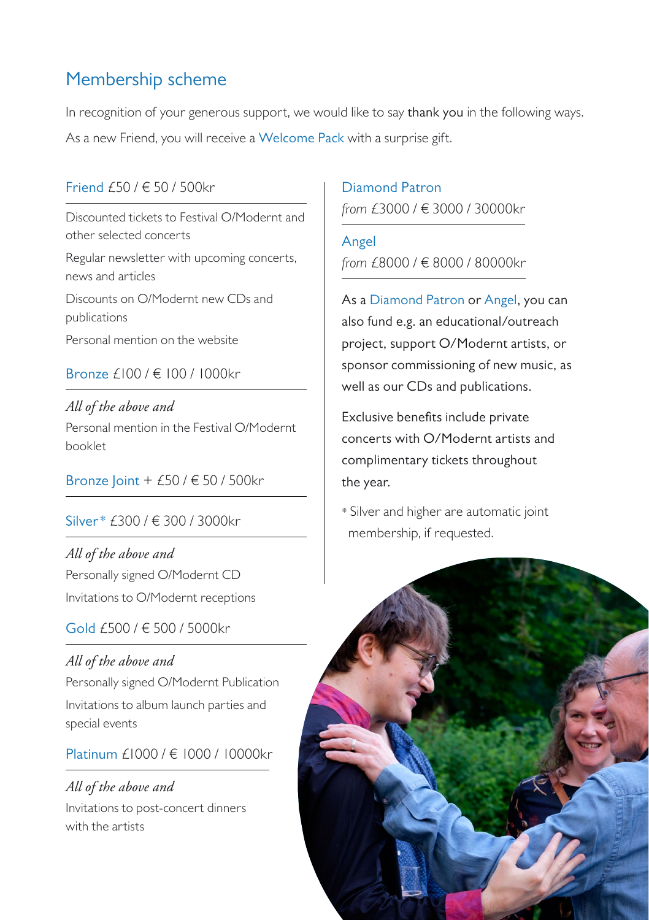## Membership scheme

In recognition of your generous support, we would like to say thank you in the following ways.

As a new Friend, you will receive a Welcome Pack with a surprise gift.

### Friend £50 / € 50 / 500kr

Discounted tickets to Festival O/Modernt and other selected concerts

Regular newsletter with upcoming concerts, news and articles

Discounts on O/Modernt new CDs and publications

Personal mention on the website

### Bronze £100 / € 100 / 1000kr

*All of the above and*

Personal mention in the Festival O/Modernt booklet

### Bronze Joint + £50 / € 50 / 500kr

### Silver* £300 / € 300 / 3000kr

*All of the above and*

Personally signed O/Modernt CD

Invitations to O/Modernt receptions

### Gold £500 / € 500 / 5000kr

*All of the above and*

Personally signed O/Modernt Publication

Invitations to album launch parties and special events

### Platinum £1000 / € 1000 / 10000kr

*All of the above and*

Invitations to post-concert dinners with the artists

### Diamond Patron

*from* £3000 / € 3000 / 30000kr

### Angel

*from* £8000 / € 8000 / 80000kr

As a Diamond Patron or Angel, you can also fund e.g. an educational/outreach project, support O/Modernt artists, or sponsor commissioning of new music, as well as our CDs and publications.

Exclusive benefits include private concerts with O/Modernt artists and complimentary tickets throughout the year.

* Silver and higher are automatic joint membership, if requested.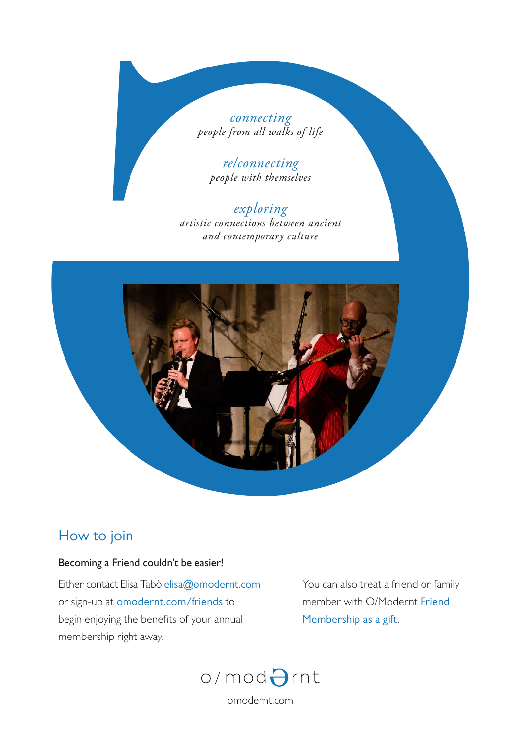*connecting*
*people from all walks of life*

*re/connecting*
*people with themselves*

*exploring*
*artistic connections between ancient and contemporary culture*

## How to join

Becoming a Friend couldn't be easier!

Either contact Elisa Tabò elisa@omodernt.com or sign-up at omodernt.com/friends to begin enjoying the benefits of your annual membership right away.

You can also treat a friend or family member with O/Modernt Friend Membership as a gift.

o/modernt

omodernt.com